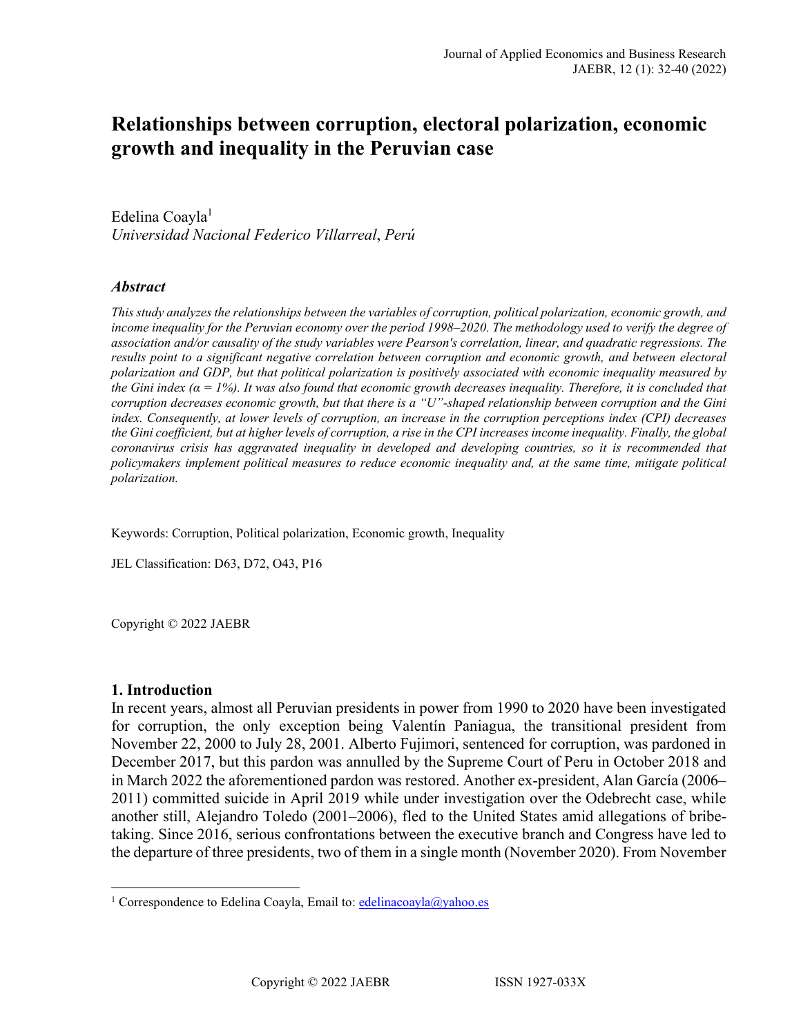# Relationships between corruption, electoral polarization, economic growth and inequality in the Peruvian case

Edelina Coayla[1]
*Universidad Nacional Federico Villarreal*, *Perú*

### *Abstract*

*This study analyzes the relationships between the variables of corruption, political polarization, economic growth, and income inequality for the Peruvian economy over the period 1998–2020. The methodology used to verify the degree of association and/or causality of the study variables were Pearson's correlation, linear, and quadratic regressions. The results point to a significant negative correlation between corruption and economic growth, and between electoral polarization and GDP, but that political polarization is positively associated with economic inequality measured by the Gini index (α = 1%). It was also found that economic growth decreases inequality. Therefore, it is concluded that corruption decreases economic growth, but that there is a "U"-shaped relationship between corruption and the Gini index. Consequently, at lower levels of corruption, an increase in the corruption perceptions index (CPI) decreases the Gini coefficient, but at higher levels of corruption, a rise in the CPI increases income inequality. Finally, the global coronavirus crisis has aggravated inequality in developed and developing countries, so it is recommended that policymakers implement political measures to reduce economic inequality and, at the same time, mitigate political polarization.*

Keywords: Corruption, Political polarization, Economic growth, Inequality

JEL Classification: D63, D72, O43, P16

Copyright © 2022 JAEBR

## 1. Introduction

In recent years, almost all Peruvian presidents in power from 1990 to 2020 have been investigated for corruption, the only exception being Valentín Paniagua, the transitional president from November 22, 2000 to July 28, 2001. Alberto Fujimori, sentenced for corruption, was pardoned in December 2017, but this pardon was annulled by the Supreme Court of Peru in October 2018 and in March 2022 the aforementioned pardon was restored. Another ex-president, Alan García (2006–2011) committed suicide in April 2019 while under investigation over the Odebrecht case, while another still, Alejandro Toledo (2001–2006), fled to the United States amid allegations of bribe-taking. Since 2016, serious confrontations between the executive branch and Congress have led to the departure of three presidents, two of them in a single month (November 2020). From November

[1] Correspondence to Edelina Coayla, Email to: edelinacoayla@yahoo.es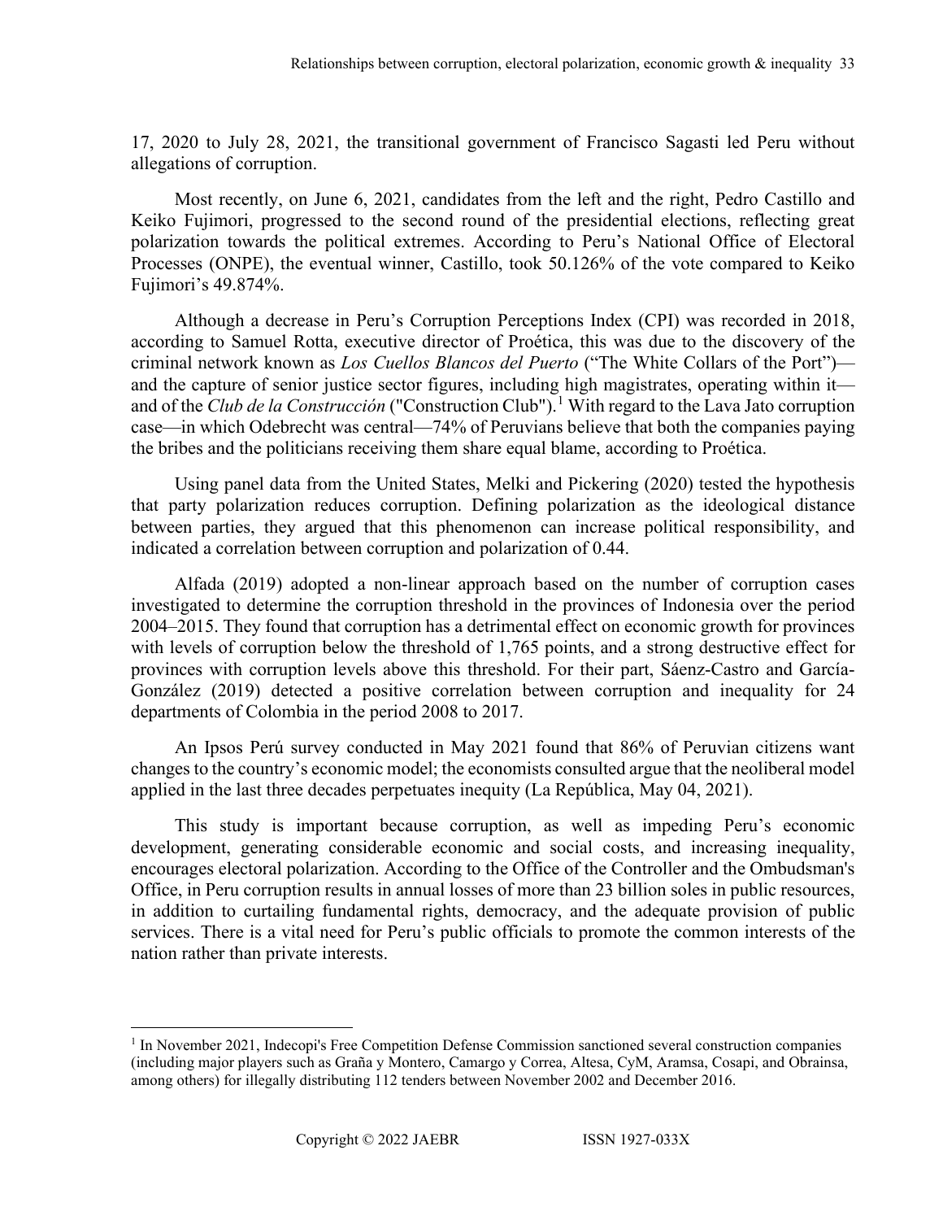17, 2020 to July 28, 2021, the transitional government of Francisco Sagasti led Peru without allegations of corruption.

Most recently, on June 6, 2021, candidates from the left and the right, Pedro Castillo and Keiko Fujimori, progressed to the second round of the presidential elections, reflecting great polarization towards the political extremes. According to Peru's National Office of Electoral Processes (ONPE), the eventual winner, Castillo, took 50.126% of the vote compared to Keiko Fujimori's 49.874%.

Although a decrease in Peru's Corruption Perceptions Index (CPI) was recorded in 2018, according to Samuel Rotta, executive director of Proética, this was due to the discovery of the criminal network known as *Los Cuellos Blancos del Puerto* ("The White Collars of the Port")—and the capture of senior justice sector figures, including high magistrates, operating within it—and of the *Club de la Construcción* ("Construction Club").[1] With regard to the Lava Jato corruption case—in which Odebrecht was central—74% of Peruvians believe that both the companies paying the bribes and the politicians receiving them share equal blame, according to Proética.

Using panel data from the United States, Melki and Pickering (2020) tested the hypothesis that party polarization reduces corruption. Defining polarization as the ideological distance between parties, they argued that this phenomenon can increase political responsibility, and indicated a correlation between corruption and polarization of 0.44.

Alfada (2019) adopted a non-linear approach based on the number of corruption cases investigated to determine the corruption threshold in the provinces of Indonesia over the period 2004–2015. They found that corruption has a detrimental effect on economic growth for provinces with levels of corruption below the threshold of 1,765 points, and a strong destructive effect for provinces with corruption levels above this threshold. For their part, Sáenz-Castro and García-González (2019) detected a positive correlation between corruption and inequality for 24 departments of Colombia in the period 2008 to 2017.

An Ipsos Perú survey conducted in May 2021 found that 86% of Peruvian citizens want changes to the country's economic model; the economists consulted argue that the neoliberal model applied in the last three decades perpetuates inequity (La República, May 04, 2021).

This study is important because corruption, as well as impeding Peru's economic development, generating considerable economic and social costs, and increasing inequality, encourages electoral polarization. According to the Office of the Controller and the Ombudsman's Office, in Peru corruption results in annual losses of more than 23 billion soles in public resources, in addition to curtailing fundamental rights, democracy, and the adequate provision of public services. There is a vital need for Peru's public officials to promote the common interests of the nation rather than private interests.

---

[1] In November 2021, Indecopi's Free Competition Defense Commission sanctioned several construction companies (including major players such as Graña y Montero, Camargo y Correa, Altesa, CyM, Aramsa, Cosapi, and Obrainsa, among others) for illegally distributing 112 tenders between November 2002 and December 2016.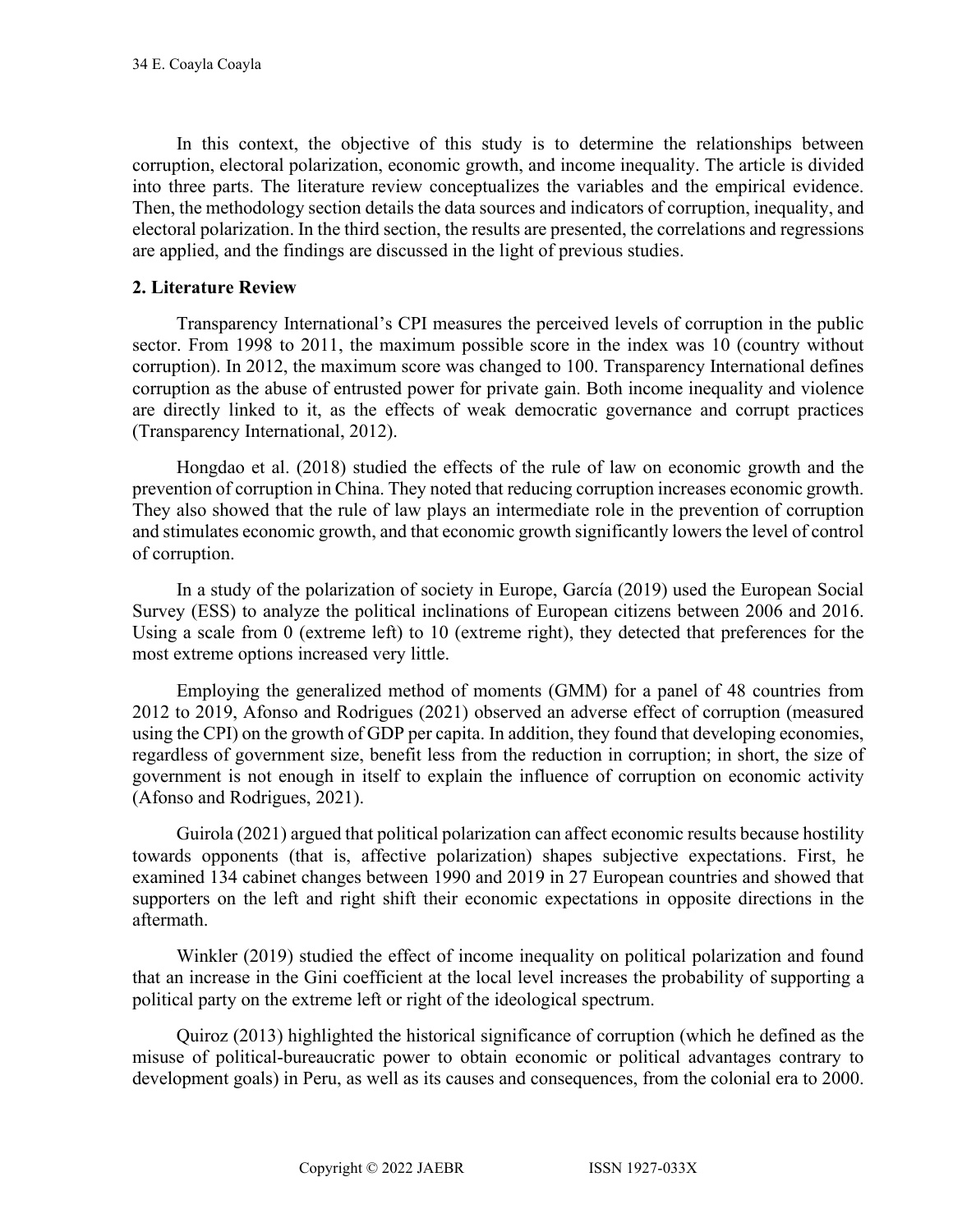In this context, the objective of this study is to determine the relationships between corruption, electoral polarization, economic growth, and income inequality. The article is divided into three parts. The literature review conceptualizes the variables and the empirical evidence. Then, the methodology section details the data sources and indicators of corruption, inequality, and electoral polarization. In the third section, the results are presented, the correlations and regressions are applied, and the findings are discussed in the light of previous studies.

## 2. Literature Review

Transparency International's CPI measures the perceived levels of corruption in the public sector. From 1998 to 2011, the maximum possible score in the index was 10 (country without corruption). In 2012, the maximum score was changed to 100. Transparency International defines corruption as the abuse of entrusted power for private gain. Both income inequality and violence are directly linked to it, as the effects of weak democratic governance and corrupt practices (Transparency International, 2012).

Hongdao et al. (2018) studied the effects of the rule of law on economic growth and the prevention of corruption in China. They noted that reducing corruption increases economic growth. They also showed that the rule of law plays an intermediate role in the prevention of corruption and stimulates economic growth, and that economic growth significantly lowers the level of control of corruption.

In a study of the polarization of society in Europe, García (2019) used the European Social Survey (ESS) to analyze the political inclinations of European citizens between 2006 and 2016. Using a scale from 0 (extreme left) to 10 (extreme right), they detected that preferences for the most extreme options increased very little.

Employing the generalized method of moments (GMM) for a panel of 48 countries from 2012 to 2019, Afonso and Rodrigues (2021) observed an adverse effect of corruption (measured using the CPI) on the growth of GDP per capita. In addition, they found that developing economies, regardless of government size, benefit less from the reduction in corruption; in short, the size of government is not enough in itself to explain the influence of corruption on economic activity (Afonso and Rodrigues, 2021).

Guirola (2021) argued that political polarization can affect economic results because hostility towards opponents (that is, affective polarization) shapes subjective expectations. First, he examined 134 cabinet changes between 1990 and 2019 in 27 European countries and showed that supporters on the left and right shift their economic expectations in opposite directions in the aftermath.

Winkler (2019) studied the effect of income inequality on political polarization and found that an increase in the Gini coefficient at the local level increases the probability of supporting a political party on the extreme left or right of the ideological spectrum.

Quiroz (2013) highlighted the historical significance of corruption (which he defined as the misuse of political-bureaucratic power to obtain economic or political advantages contrary to development goals) in Peru, as well as its causes and consequences, from the colonial era to 2000.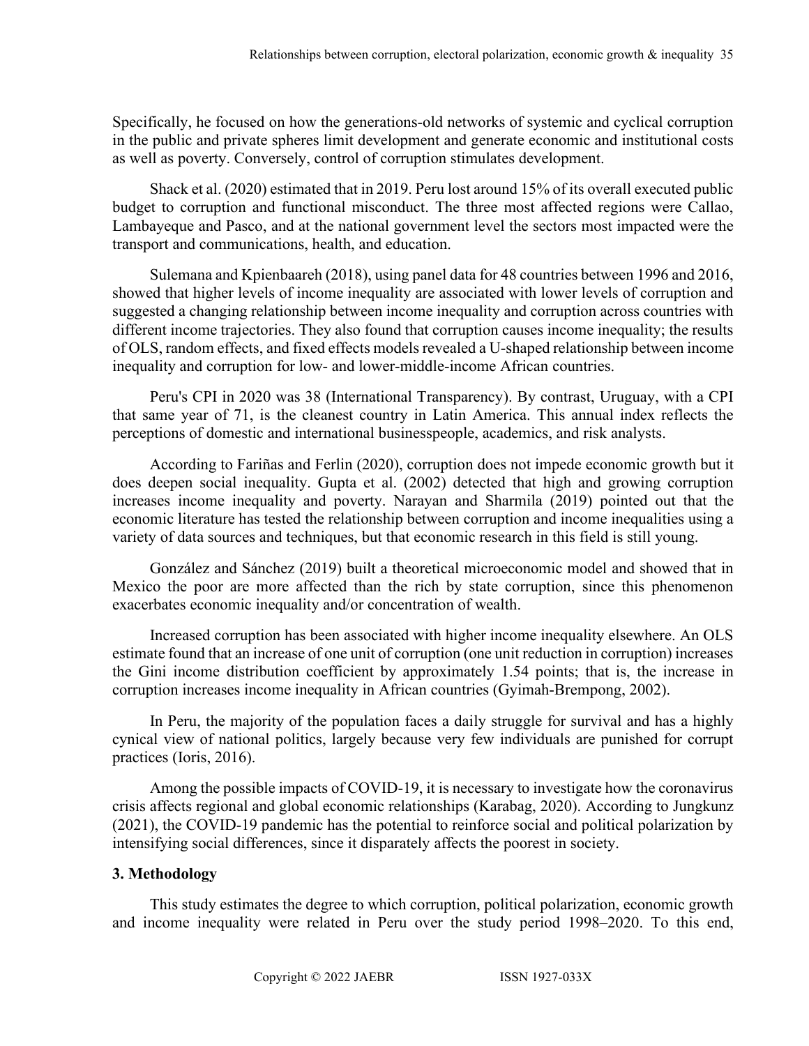Specifically, he focused on how the generations-old networks of systemic and cyclical corruption in the public and private spheres limit development and generate economic and institutional costs as well as poverty. Conversely, control of corruption stimulates development.

Shack et al. (2020) estimated that in 2019. Peru lost around 15% of its overall executed public budget to corruption and functional misconduct. The three most affected regions were Callao, Lambayeque and Pasco, and at the national government level the sectors most impacted were the transport and communications, health, and education.

Sulemana and Kpienbaareh (2018), using panel data for 48 countries between 1996 and 2016, showed that higher levels of income inequality are associated with lower levels of corruption and suggested a changing relationship between income inequality and corruption across countries with different income trajectories. They also found that corruption causes income inequality; the results of OLS, random effects, and fixed effects models revealed a U-shaped relationship between income inequality and corruption for low- and lower-middle-income African countries.

Peru's CPI in 2020 was 38 (International Transparency). By contrast, Uruguay, with a CPI that same year of 71, is the cleanest country in Latin America. This annual index reflects the perceptions of domestic and international businesspeople, academics, and risk analysts.

According to Fariñas and Ferlin (2020), corruption does not impede economic growth but it does deepen social inequality. Gupta et al. (2002) detected that high and growing corruption increases income inequality and poverty. Narayan and Sharmila (2019) pointed out that the economic literature has tested the relationship between corruption and income inequalities using a variety of data sources and techniques, but that economic research in this field is still young.

González and Sánchez (2019) built a theoretical microeconomic model and showed that in Mexico the poor are more affected than the rich by state corruption, since this phenomenon exacerbates economic inequality and/or concentration of wealth.

Increased corruption has been associated with higher income inequality elsewhere. An OLS estimate found that an increase of one unit of corruption (one unit reduction in corruption) increases the Gini income distribution coefficient by approximately 1.54 points; that is, the increase in corruption increases income inequality in African countries (Gyimah-Brempong, 2002).

In Peru, the majority of the population faces a daily struggle for survival and has a highly cynical view of national politics, largely because very few individuals are punished for corrupt practices (Ioris, 2016).

Among the possible impacts of COVID-19, it is necessary to investigate how the coronavirus crisis affects regional and global economic relationships (Karabag, 2020). According to Jungkunz (2021), the COVID-19 pandemic has the potential to reinforce social and political polarization by intensifying social differences, since it disparately affects the poorest in society.

## 3. Methodology

This study estimates the degree to which corruption, political polarization, economic growth and income inequality were related in Peru over the study period 1998–2020. To this end,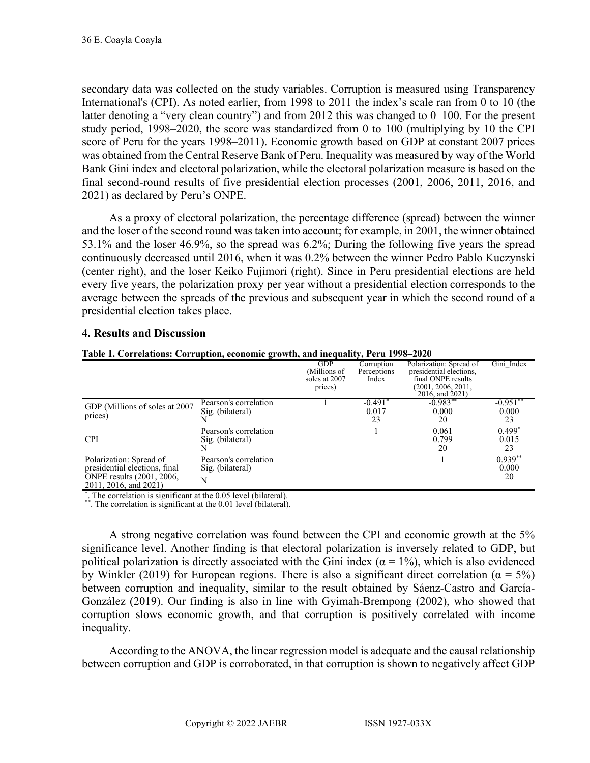secondary data was collected on the study variables. Corruption is measured using Transparency International's (CPI). As noted earlier, from 1998 to 2011 the index's scale ran from 0 to 10 (the latter denoting a "very clean country") and from 2012 this was changed to 0–100. For the present study period, 1998–2020, the score was standardized from 0 to 100 (multiplying by 10 the CPI score of Peru for the years 1998–2011). Economic growth based on GDP at constant 2007 prices was obtained from the Central Reserve Bank of Peru. Inequality was measured by way of the World Bank Gini index and electoral polarization, while the electoral polarization measure is based on the final second-round results of five presidential election processes (2001, 2006, 2011, 2016, and 2021) as declared by Peru's ONPE.

As a proxy of electoral polarization, the percentage difference (spread) between the winner and the loser of the second round was taken into account; for example, in 2001, the winner obtained 53.1% and the loser 46.9%, so the spread was 6.2%; During the following five years the spread continuously decreased until 2016, when it was 0.2% between the winner Pedro Pablo Kuczynski (center right), and the loser Keiko Fujimori (right). Since in Peru presidential elections are held every five years, the polarization proxy per year without a presidential election corresponds to the average between the spreads of the previous and subsequent year in which the second round of a presidential election takes place.

## 4. Results and Discussion

**Table 1. Correlations: Corruption, economic growth, and inequality, Peru 1998–2020**

| | | GDP (Millions of soles at 2007 prices) | Corruption Perceptions Index | Polarization: Spread of presidential elections, final ONPE results (2001, 2006, 2011, 2016, and 2021) | Gini_Index |
|---|---|---|---|---|---|
| GDP (Millions of soles at 2007 prices) | Pearson's correlation | 1 | -0.491* | -0.983** | -0.951** |
| | Sig. (bilateral) | | 0.017 | 0.000 | 0.000 |
| | N | | 23 | 20 | 23 |
| CPI | Pearson's correlation | | 1 | 0.061 | 0.499* |
| | Sig. (bilateral) | | | 0.799 | 0.015 |
| | N | | | 20 | 23 |
| Polarization: Spread of presidential elections, final ONPE results (2001, 2006, 2011, 2016, and 2021) | Pearson's correlation | | | 1 | 0.939** |
| | Sig. (bilateral) | | | | 0.000 |
| | N | | | | 20 |

*. The correlation is significant at the 0.05 level (bilateral).
**. The correlation is significant at the 0.01 level (bilateral).

A strong negative correlation was found between the CPI and economic growth at the 5% significance level. Another finding is that electoral polarization is inversely related to GDP, but political polarization is directly associated with the Gini index ($\alpha = 1\%$), which is also evidenced by Winkler (2019) for European regions. There is also a significant direct correlation ($\alpha = 5\%$) between corruption and inequality, similar to the result obtained by Sáenz-Castro and García-González (2019). Our finding is also in line with Gyimah-Brempong (2002), who showed that corruption slows economic growth, and that corruption is positively correlated with income inequality.

According to the ANOVA, the linear regression model is adequate and the causal relationship between corruption and GDP is corroborated, in that corruption is shown to negatively affect GDP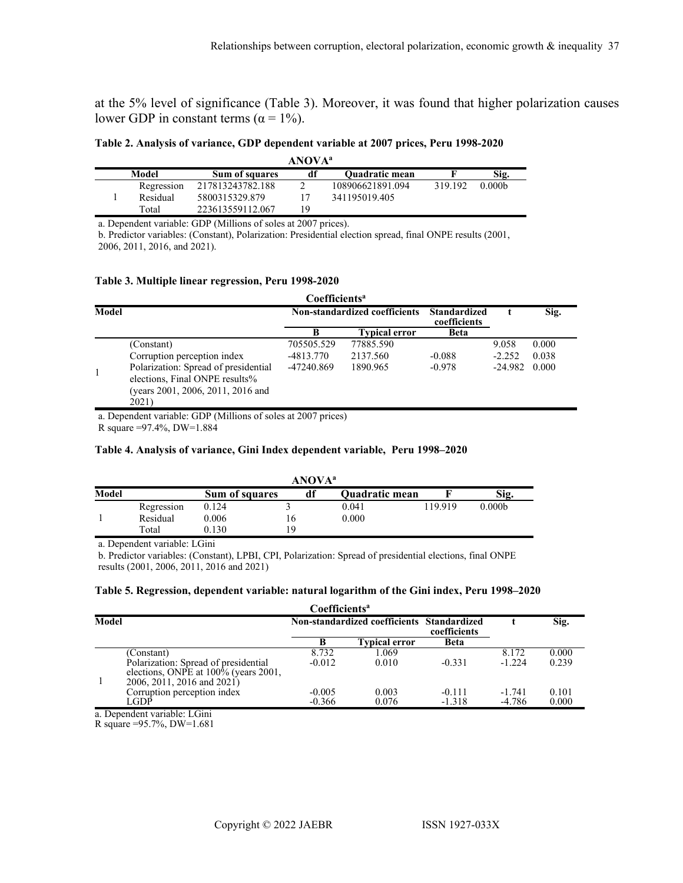at the 5% level of significance (Table 3). Moreover, it was found that higher polarization causes lower GDP in constant terms ($\alpha = 1\%$).

**Table 2. Analysis of variance, GDP dependent variable at 2007 prices, Peru 1998-2020**

| | ANOVA[a] | | | | | |
|---|---|---|---|---|---|---|
| Model | | Sum of squares | df | Quadratic mean | F | Sig. |
| 1 | Regression | 217813243782.188 | 2 | 108906621891.094 | 319.192 | 0.000b |
| | Residual | 5800315329.879 | 17 | 341195019.405 | | |
| | Total | 223613559112.067 | 19 | | | |

a. Dependent variable: GDP (Millions of soles at 2007 prices).

b. Predictor variables: (Constant), Polarization: Presidential election spread, final ONPE results (2001, 2006, 2011, 2016, and 2021).

**Table 3. Multiple linear regression, Peru 1998-2020**

| Model | | Coefficients[a] Non-standardized coefficients | | Standardized coefficients | t | Sig. |
|---|---|---|---|---|---|---|
| | | B | Typical error | Beta | | |
| 1 | (Constant) | 705505.529 | 77885.590 | | 9.058 | 0.000 |
| | Corruption perception index | -4813.770 | 2137.560 | -0.088 | -2.252 | 0.038 |
| | Polarization: Spread of presidential elections, Final ONPE results% (years 2001, 2006, 2011, 2016 and 2021) | -47240.869 | 1890.965 | -0.978 | -24.982 | 0.000 |

a. Dependent variable: GDP (Millions of soles at 2007 prices)

R square =97.4%, DW=1.884

**Table 4. Analysis of variance, Gini Index dependent variable, Peru 1998–2020**

| | ANOVA[a] | | | | | |
|---|---|---|---|---|---|---|
| Model | | Sum of squares | df | Quadratic mean | F | Sig. |
| 1 | Regression | 0.124 | 3 | 0.041 | 119.919 | 0.000b |
| | Residual | 0.006 | 16 | 0.000 | | |
| | Total | 0.130 | 19 | | | |

a. Dependent variable: LGini

b. Predictor variables: (Constant), LPBI, CPI, Polarization: Spread of presidential elections, final ONPE results (2001, 2006, 2011, 2016 and 2021)

**Table 5. Regression, dependent variable: natural logarithm of the Gini index, Peru 1998–2020**

| Model | | Coefficients[a] Non-standardized coefficients | | Standardized coefficients | t | Sig. |
|---|---|---|---|---|---|---|
| | | B | Typical error | Beta | | |
| 1 | (Constant) | 8.732 | 1.069 | | 8.172 | 0.000 |
| | Polarization: Spread of presidential elections, ONPE at 100% (years 2001, 2006, 2011, 2016 and 2021) | -0.012 | 0.010 | -0.331 | -1.224 | 0.239 |
| | Corruption perception index | -0.005 | 0.003 | -0.111 | -1.741 | 0.101 |
| | LGDP | -0.366 | 0.076 | -1.318 | -4.786 | 0.000 |

a. Dependent variable: LGini

R square =95.7%, DW=1.681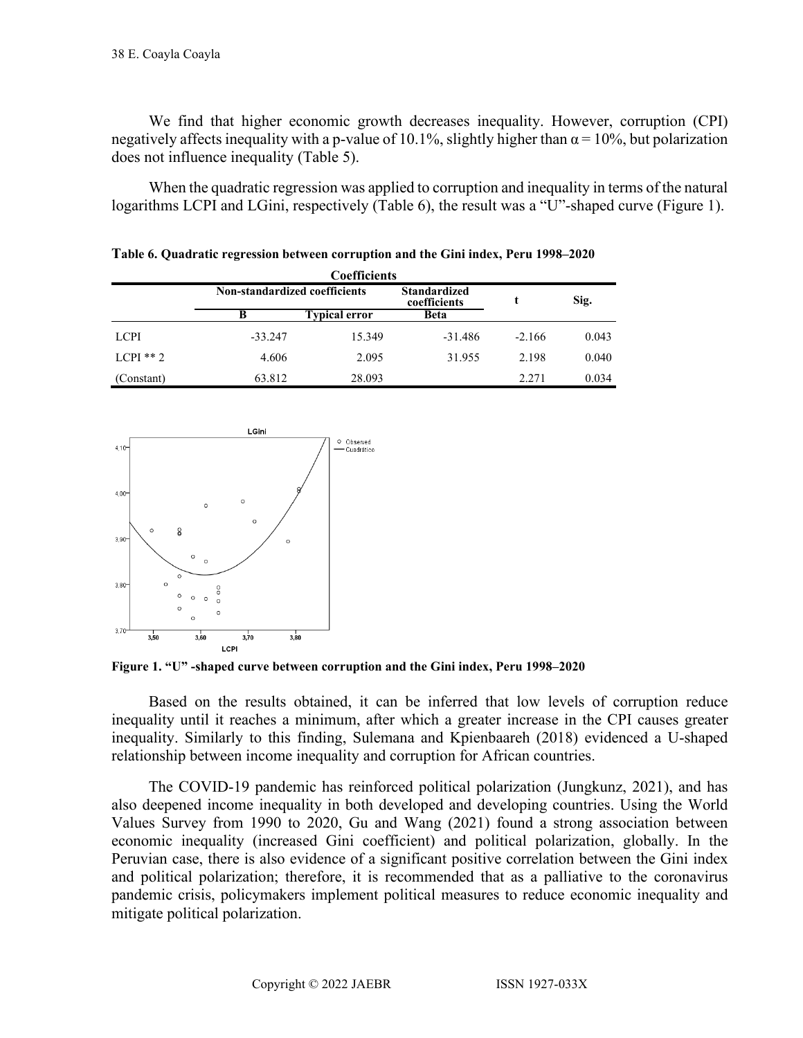We find that higher economic growth decreases inequality. However, corruption (CPI) negatively affects inequality with a p-value of 10.1%, slightly higher than $\alpha = 10\%$, but polarization does not influence inequality (Table 5).

When the quadratic regression was applied to corruption and inequality in terms of the natural logarithms LCPI and LGini, respectively (Table 6), the result was a "U"-shaped curve (Figure 1).

**Table 6. Quadratic regression between corruption and the Gini index, Peru 1998–2020**

| Coefficients | | | | | |
|---|---|---|---|---|---|
| | Non-standardized coefficients | | Standardized coefficients | t | Sig. |
| | B | Typical error | Beta | | |
| LCPI | -33.247 | 15.349 | -31.486 | -2.166 | 0.043 |
| LCPI ** 2 | 4.606 | 2.095 | 31.955 | 2.198 | 0.040 |
| (Constant) | 63.812 | 28.093 | | 2.271 | 0.034 |

**Figure 1. "U" -shaped curve between corruption and the Gini index, Peru 1998–2020**

Based on the results obtained, it can be inferred that low levels of corruption reduce inequality until it reaches a minimum, after which a greater increase in the CPI causes greater inequality. Similarly to this finding, Sulemana and Kpienbaareh (2018) evidenced a U-shaped relationship between income inequality and corruption for African countries.

The COVID-19 pandemic has reinforced political polarization (Jungkunz, 2021), and has also deepened income inequality in both developed and developing countries. Using the World Values Survey from 1990 to 2020, Gu and Wang (2021) found a strong association between economic inequality (increased Gini coefficient) and political polarization, globally. In the Peruvian case, there is also evidence of a significant positive correlation between the Gini index and political polarization; therefore, it is recommended that as a palliative to the coronavirus pandemic crisis, policymakers implement political measures to reduce economic inequality and mitigate political polarization.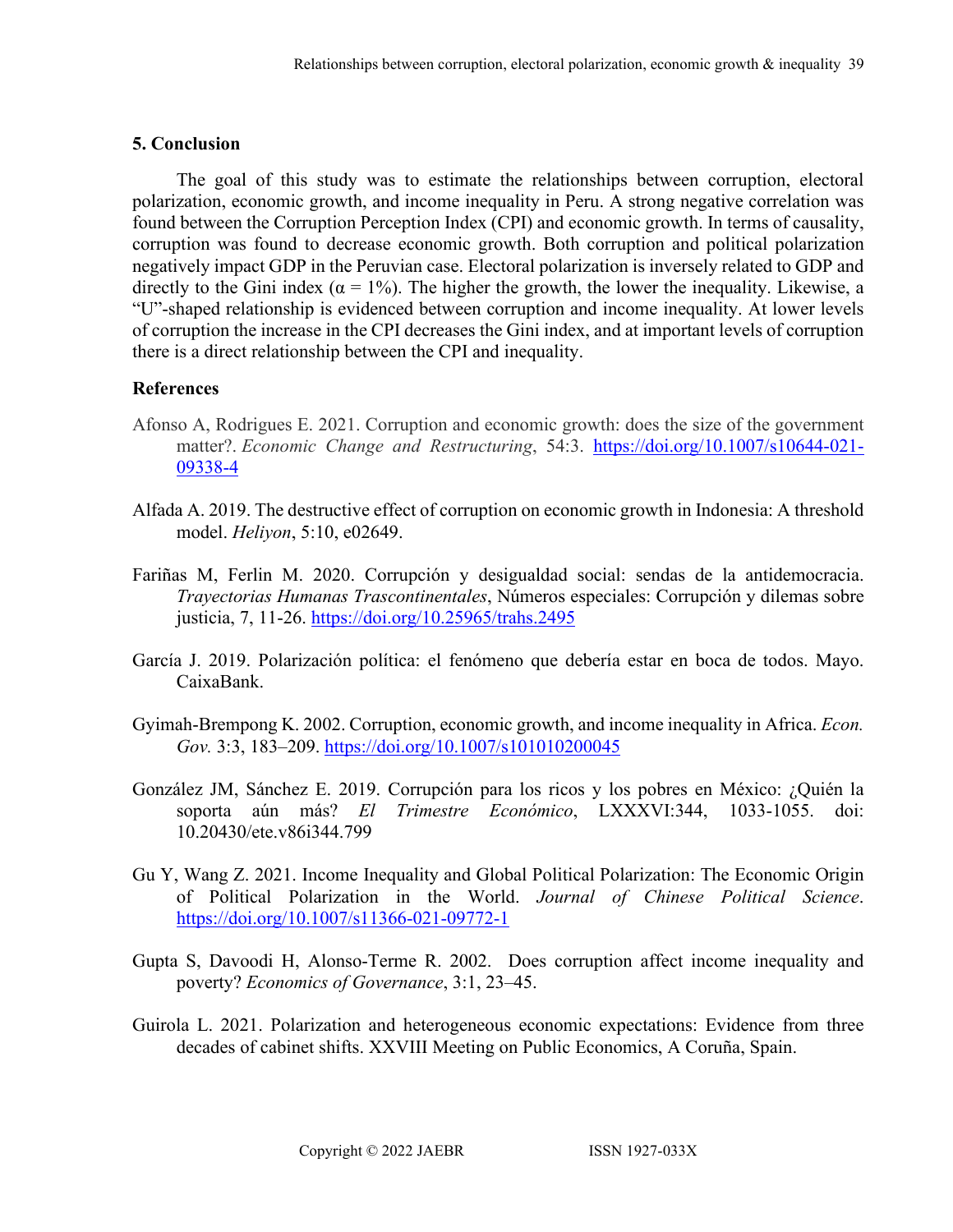## 5. Conclusion

The goal of this study was to estimate the relationships between corruption, electoral polarization, economic growth, and income inequality in Peru. A strong negative correlation was found between the Corruption Perception Index (CPI) and economic growth. In terms of causality, corruption was found to decrease economic growth. Both corruption and political polarization negatively impact GDP in the Peruvian case. Electoral polarization is inversely related to GDP and directly to the Gini index ($\alpha = 1\%$). The higher the growth, the lower the inequality. Likewise, a "U"-shaped relationship is evidenced between corruption and income inequality. At lower levels of corruption the increase in the CPI decreases the Gini index, and at important levels of corruption there is a direct relationship between the CPI and inequality.

## References

Afonso A, Rodrigues E. 2021. Corruption and economic growth: does the size of the government matter?. *Economic Change and Restructuring*, 54:3. https://doi.org/10.1007/s10644-021-09338-4

Alfada A. 2019. The destructive effect of corruption on economic growth in Indonesia: A threshold model. *Heliyon*, 5:10, e02649.

Fariñas M, Ferlin M. 2020. Corrupción y desigualdad social: sendas de la antidemocracia. *Trayectorias Humanas Trascontinentales*, Números especiales: Corrupción y dilemas sobre justicia, 7, 11-26. https://doi.org/10.25965/trahs.2495

García J. 2019. Polarización política: el fenómeno que debería estar en boca de todos. Mayo. CaixaBank.

Gyimah-Brempong K. 2002. Corruption, economic growth, and income inequality in Africa. *Econ. Gov.* 3:3, 183–209. https://doi.org/10.1007/s101010200045

González JM, Sánchez E. 2019. Corrupción para los ricos y los pobres en México: ¿Quién la soporta aún más? *El Trimestre Económico*, LXXXVI:344, 1033-1055. doi: 10.20430/ete.v86i344.799

Gu Y, Wang Z. 2021. Income Inequality and Global Political Polarization: The Economic Origin of Political Polarization in the World. *Journal of Chinese Political Science*. https://doi.org/10.1007/s11366-021-09772-1

Gupta S, Davoodi H, Alonso-Terme R. 2002. Does corruption affect income inequality and poverty? *Economics of Governance*, 3:1, 23–45.

Guirola L. 2021. Polarization and heterogeneous economic expectations: Evidence from three decades of cabinet shifts. XXVIII Meeting on Public Economics, A Coruña, Spain.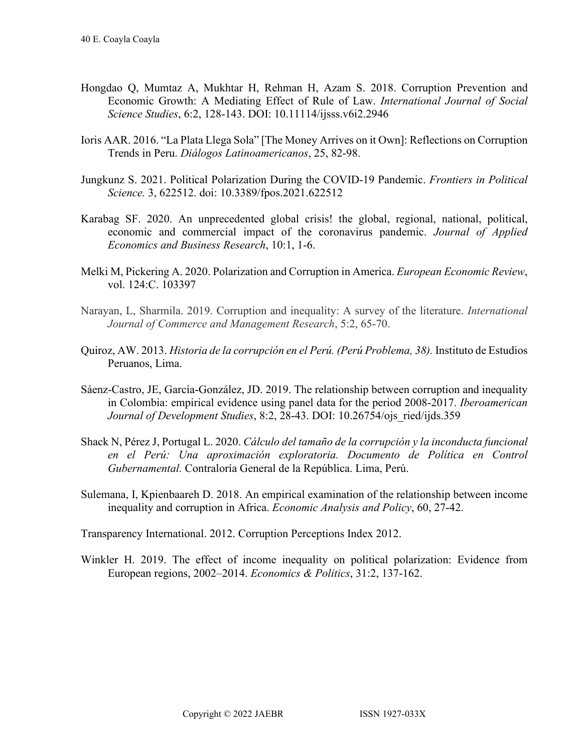Hongdao Q, Mumtaz A, Mukhtar H, Rehman H, Azam S. 2018. Corruption Prevention and Economic Growth: A Mediating Effect of Rule of Law. *International Journal of Social Science Studies*, 6:2, 128-143. DOI: 10.11114/ijsss.v6i2.2946

Ioris AAR. 2016. "La Plata Llega Sola" [The Money Arrives on it Own]: Reflections on Corruption Trends in Peru. *Diálogos Latinoamericanos*, 25, 82-98.

Jungkunz S. 2021. Political Polarization During the COVID-19 Pandemic. *Frontiers in Political Science.* 3, 622512. doi: 10.3389/fpos.2021.622512

Karabag SF. 2020. An unprecedented global crisis! the global, regional, national, political, economic and commercial impact of the coronavirus pandemic. *Journal of Applied Economics and Business Research*, 10:1, 1-6.

Melki M, Pickering A. 2020. Polarization and Corruption in America. *European Economic Review*, vol. 124:C. 103397

Narayan, L, Sharmila. 2019. Corruption and inequality: A survey of the literature. *International Journal of Commerce and Management Research*, 5:2, 65-70.

Quiroz, AW. 2013. *Historia de la corrupción en el Perú. (Perú Problema, 38).* Instituto de Estudios Peruanos, Lima.

Sáenz-Castro, JE, García-González, JD. 2019. The relationship between corruption and inequality in Colombia: empirical evidence using panel data for the period 2008-2017. *Iberoamerican Journal of Development Studies*, 8:2, 28-43. DOI: 10.26754/ojs_ried/ijds.359

Shack N, Pérez J, Portugal L. 2020. *Cálculo del tamaño de la corrupción y la inconducta funcional en el Perú: Una aproximación exploratoria. Documento de Política en Control Gubernamental.* Contraloría General de la República. Lima, Perú.

Sulemana, I, Kpienbaareh D. 2018. An empirical examination of the relationship between income inequality and corruption in Africa. *Economic Analysis and Policy*, 60, 27-42.

Transparency International. 2012. Corruption Perceptions Index 2012.

Winkler H. 2019. The effect of income inequality on political polarization: Evidence from European regions, 2002–2014. *Economics & Politics*, 31:2, 137-162.